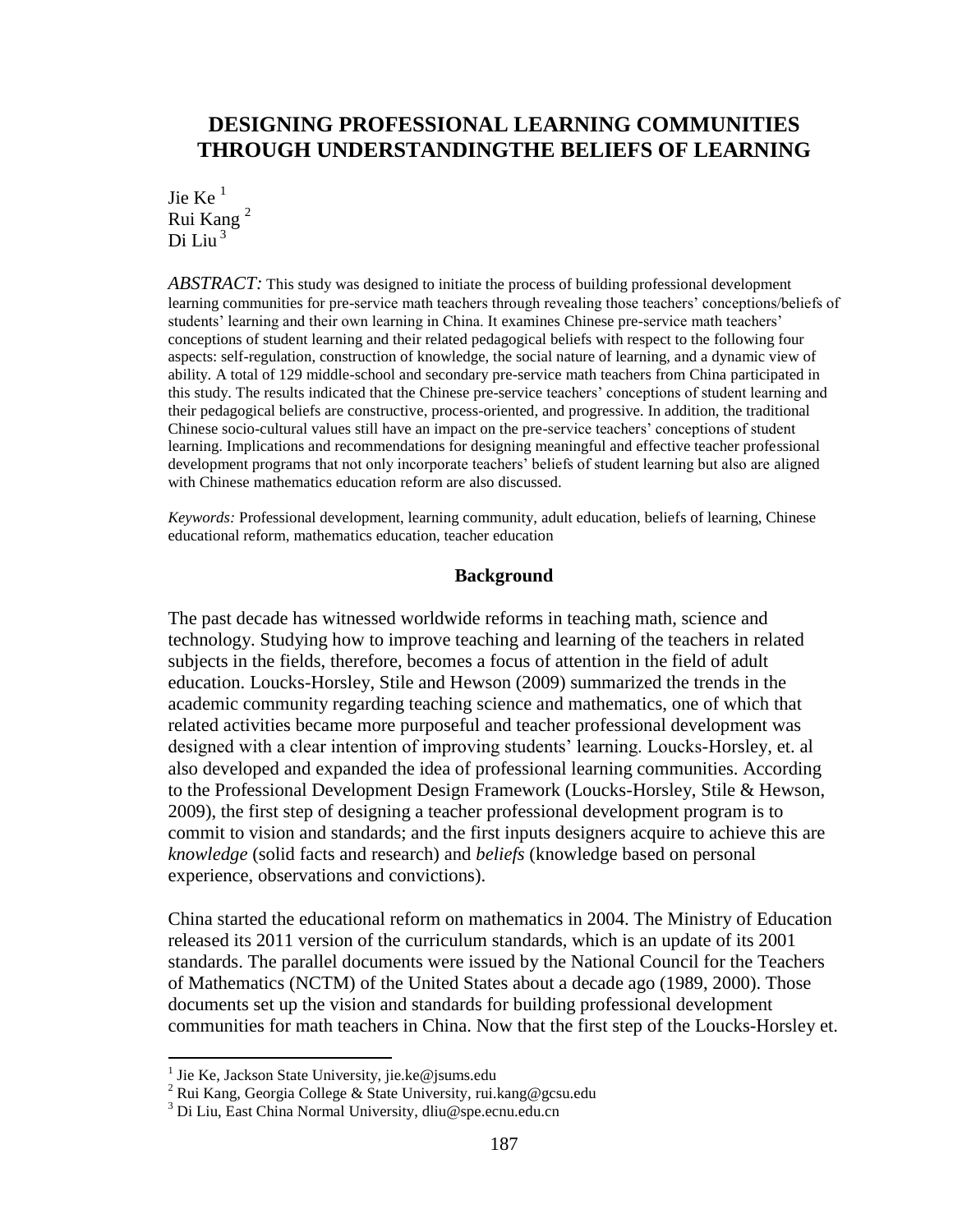# DESIGNING PROFESSIONAL LEARNING COMMUNITIES THROUGH UNDERSTANDINGTHE BELIEFS OF LEARNING

Jie Ke [1]
Rui Kang [2]
Di Liu [3]

*ABSTRACT:* This study was designed to initiate the process of building professional development learning communities for pre-service math teachers through revealing those teachers' conceptions/beliefs of students' learning and their own learning in China. It examines Chinese pre-service math teachers' conceptions of student learning and their related pedagogical beliefs with respect to the following four aspects: self-regulation, construction of knowledge, the social nature of learning, and a dynamic view of ability. A total of 129 middle-school and secondary pre-service math teachers from China participated in this study. The results indicated that the Chinese pre-service teachers' conceptions of student learning and their pedagogical beliefs are constructive, process-oriented, and progressive. In addition, the traditional Chinese socio-cultural values still have an impact on the pre-service teachers' conceptions of student learning. Implications and recommendations for designing meaningful and effective teacher professional development programs that not only incorporate teachers' beliefs of student learning but also are aligned with Chinese mathematics education reform are also discussed.

*Keywords:* Professional development, learning community, adult education, beliefs of learning, Chinese educational reform, mathematics education, teacher education

## Background

The past decade has witnessed worldwide reforms in teaching math, science and technology. Studying how to improve teaching and learning of the teachers in related subjects in the fields, therefore, becomes a focus of attention in the field of adult education. Loucks-Horsley, Stile and Hewson (2009) summarized the trends in the academic community regarding teaching science and mathematics, one of which that related activities became more purposeful and teacher professional development was designed with a clear intention of improving students' learning. Loucks-Horsley, et. al also developed and expanded the idea of professional learning communities. According to the Professional Development Design Framework (Loucks-Horsley, Stile & Hewson, 2009), the first step of designing a teacher professional development program is to commit to vision and standards; and the first inputs designers acquire to achieve this are *knowledge* (solid facts and research) and *beliefs* (knowledge based on personal experience, observations and convictions).

China started the educational reform on mathematics in 2004. The Ministry of Education released its 2011 version of the curriculum standards, which is an update of its 2001 standards. The parallel documents were issued by the National Council for the Teachers of Mathematics (NCTM) of the United States about a decade ago (1989, 2000). Those documents set up the vision and standards for building professional development communities for math teachers in China. Now that the first step of the Loucks-Horsley et.

[1] Jie Ke, Jackson State University, jie.ke@jsums.edu
[2] Rui Kang, Georgia College & State University, rui.kang@gcsu.edu
[3] Di Liu, East China Normal University, dliu@spe.ecnu.edu.cn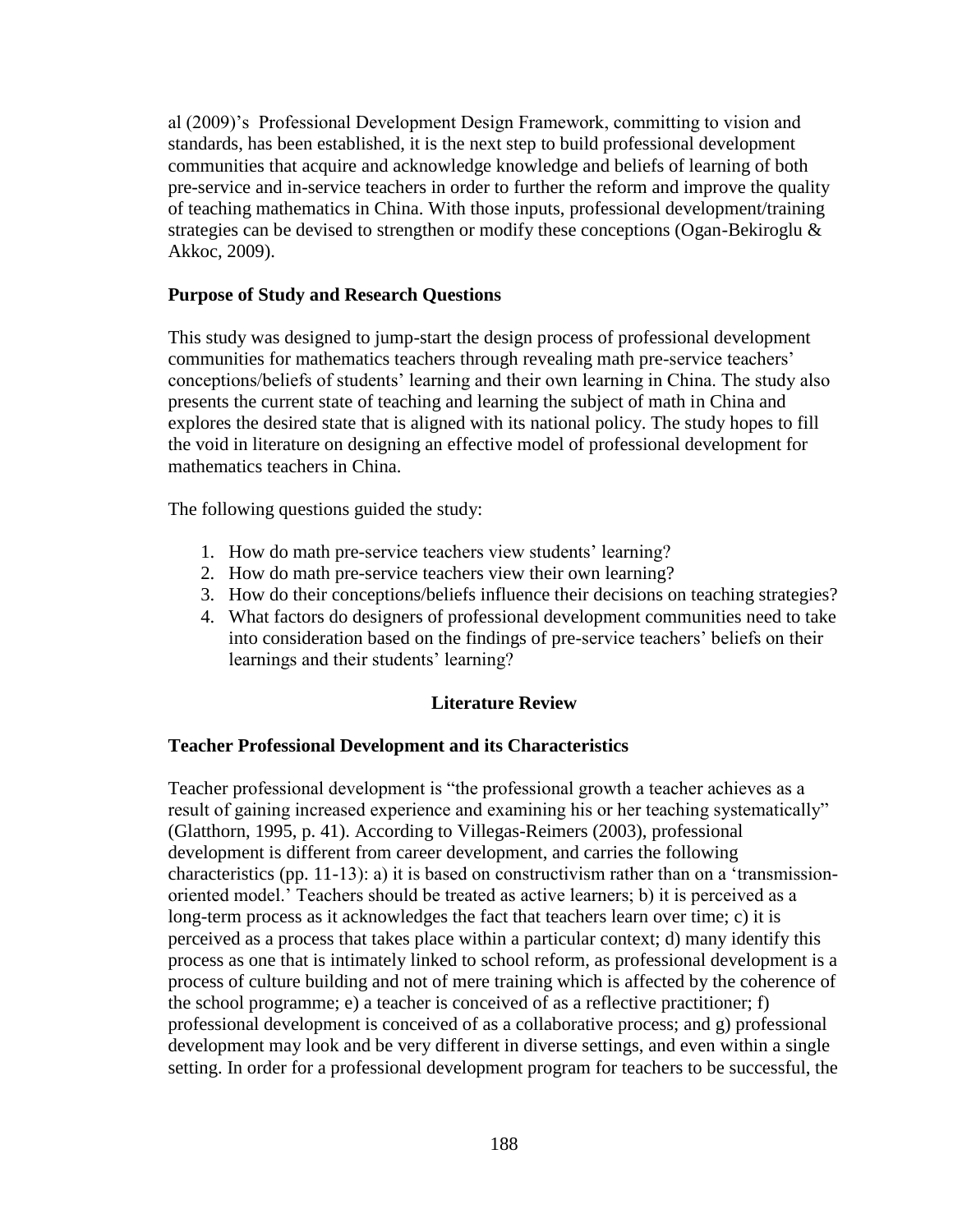al (2009)'s Professional Development Design Framework, committing to vision and standards, has been established, it is the next step to build professional development communities that acquire and acknowledge knowledge and beliefs of learning of both pre-service and in-service teachers in order to further the reform and improve the quality of teaching mathematics in China. With those inputs, professional development/training strategies can be devised to strengthen or modify these conceptions (Ogan-Bekiroglu & Akkoc, 2009).

### Purpose of Study and Research Questions

This study was designed to jump-start the design process of professional development communities for mathematics teachers through revealing math pre-service teachers' conceptions/beliefs of students' learning and their own learning in China. The study also presents the current state of teaching and learning the subject of math in China and explores the desired state that is aligned with its national policy. The study hopes to fill the void in literature on designing an effective model of professional development for mathematics teachers in China.

The following questions guided the study:

1. How do math pre-service teachers view students' learning?
2. How do math pre-service teachers view their own learning?
3. How do their conceptions/beliefs influence their decisions on teaching strategies?
4. What factors do designers of professional development communities need to take into consideration based on the findings of pre-service teachers' beliefs on their learnings and their students' learning?

## Literature Review

### Teacher Professional Development and its Characteristics

Teacher professional development is "the professional growth a teacher achieves as a result of gaining increased experience and examining his or her teaching systematically" (Glatthorn, 1995, p. 41). According to Villegas-Reimers (2003), professional development is different from career development, and carries the following characteristics (pp. 11-13): a) it is based on constructivism rather than on a 'transmission-oriented model.' Teachers should be treated as active learners; b) it is perceived as a long-term process as it acknowledges the fact that teachers learn over time; c) it is perceived as a process that takes place within a particular context; d) many identify this process as one that is intimately linked to school reform, as professional development is a process of culture building and not of mere training which is affected by the coherence of the school programme; e) a teacher is conceived of as a reflective practitioner; f) professional development is conceived of as a collaborative process; and g) professional development may look and be very different in diverse settings, and even within a single setting. In order for a professional development program for teachers to be successful, the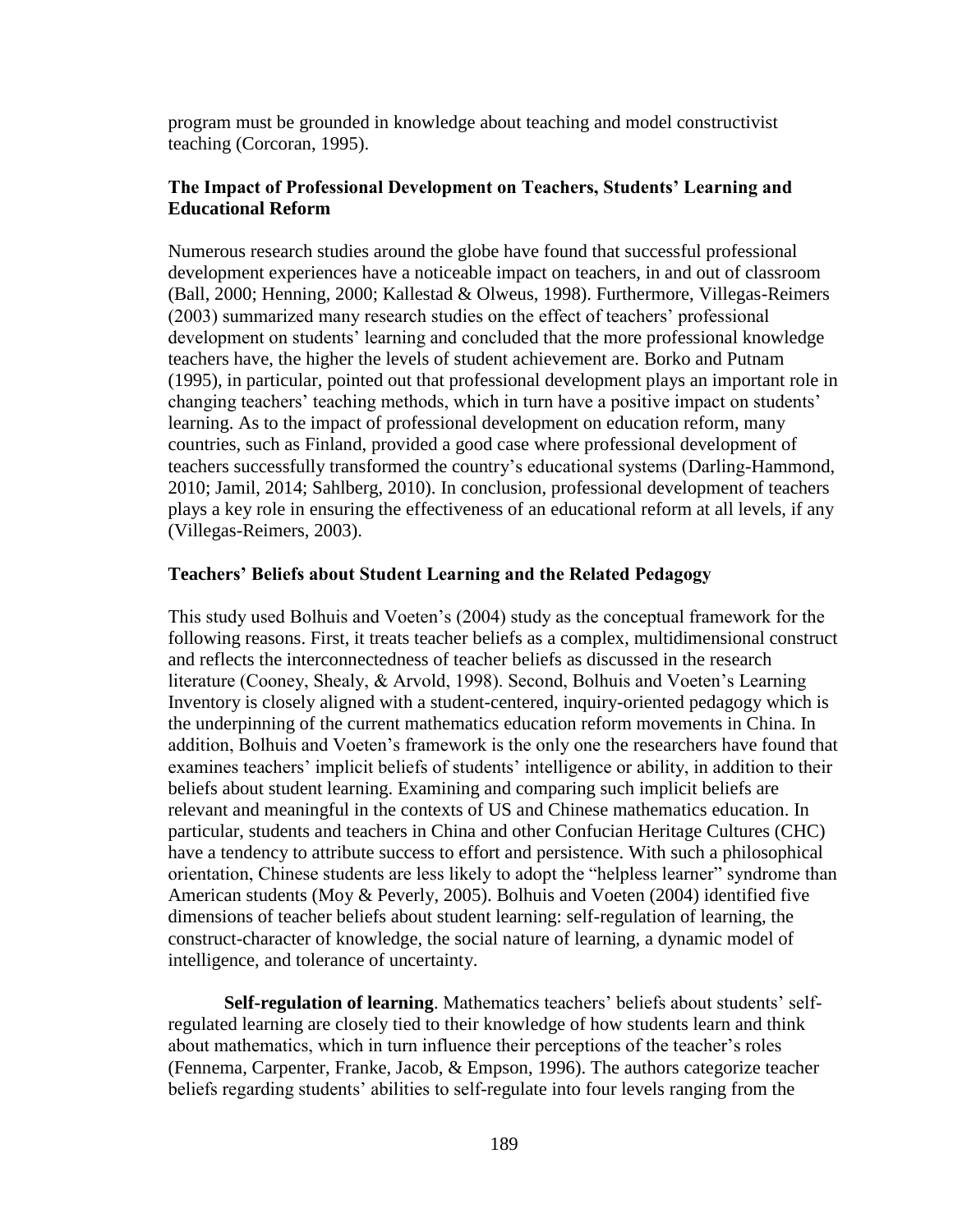program must be grounded in knowledge about teaching and model constructivist teaching (Corcoran, 1995).

### The Impact of Professional Development on Teachers, Students' Learning and Educational Reform

Numerous research studies around the globe have found that successful professional development experiences have a noticeable impact on teachers, in and out of classroom (Ball, 2000; Henning, 2000; Kallestad & Olweus, 1998). Furthermore, Villegas-Reimers (2003) summarized many research studies on the effect of teachers' professional development on students' learning and concluded that the more professional knowledge teachers have, the higher the levels of student achievement are. Borko and Putnam (1995), in particular, pointed out that professional development plays an important role in changing teachers' teaching methods, which in turn have a positive impact on students' learning. As to the impact of professional development on education reform, many countries, such as Finland, provided a good case where professional development of teachers successfully transformed the country's educational systems (Darling-Hammond, 2010; Jamil, 2014; Sahlberg, 2010). In conclusion, professional development of teachers plays a key role in ensuring the effectiveness of an educational reform at all levels, if any (Villegas-Reimers, 2003).

### Teachers' Beliefs about Student Learning and the Related Pedagogy

This study used Bolhuis and Voeten's (2004) study as the conceptual framework for the following reasons. First, it treats teacher beliefs as a complex, multidimensional construct and reflects the interconnectedness of teacher beliefs as discussed in the research literature (Cooney, Shealy, & Arvold, 1998). Second, Bolhuis and Voeten's Learning Inventory is closely aligned with a student-centered, inquiry-oriented pedagogy which is the underpinning of the current mathematics education reform movements in China. In addition, Bolhuis and Voeten's framework is the only one the researchers have found that examines teachers' implicit beliefs of students' intelligence or ability, in addition to their beliefs about student learning. Examining and comparing such implicit beliefs are relevant and meaningful in the contexts of US and Chinese mathematics education. In particular, students and teachers in China and other Confucian Heritage Cultures (CHC) have a tendency to attribute success to effort and persistence. With such a philosophical orientation, Chinese students are less likely to adopt the "helpless learner" syndrome than American students (Moy & Peverly, 2005). Bolhuis and Voeten (2004) identified five dimensions of teacher beliefs about student learning: self-regulation of learning, the construct-character of knowledge, the social nature of learning, a dynamic model of intelligence, and tolerance of uncertainty.

**Self-regulation of learning**. Mathematics teachers' beliefs about students' self-regulated learning are closely tied to their knowledge of how students learn and think about mathematics, which in turn influence their perceptions of the teacher's roles (Fennema, Carpenter, Franke, Jacob, & Empson, 1996). The authors categorize teacher beliefs regarding students' abilities to self-regulate into four levels ranging from the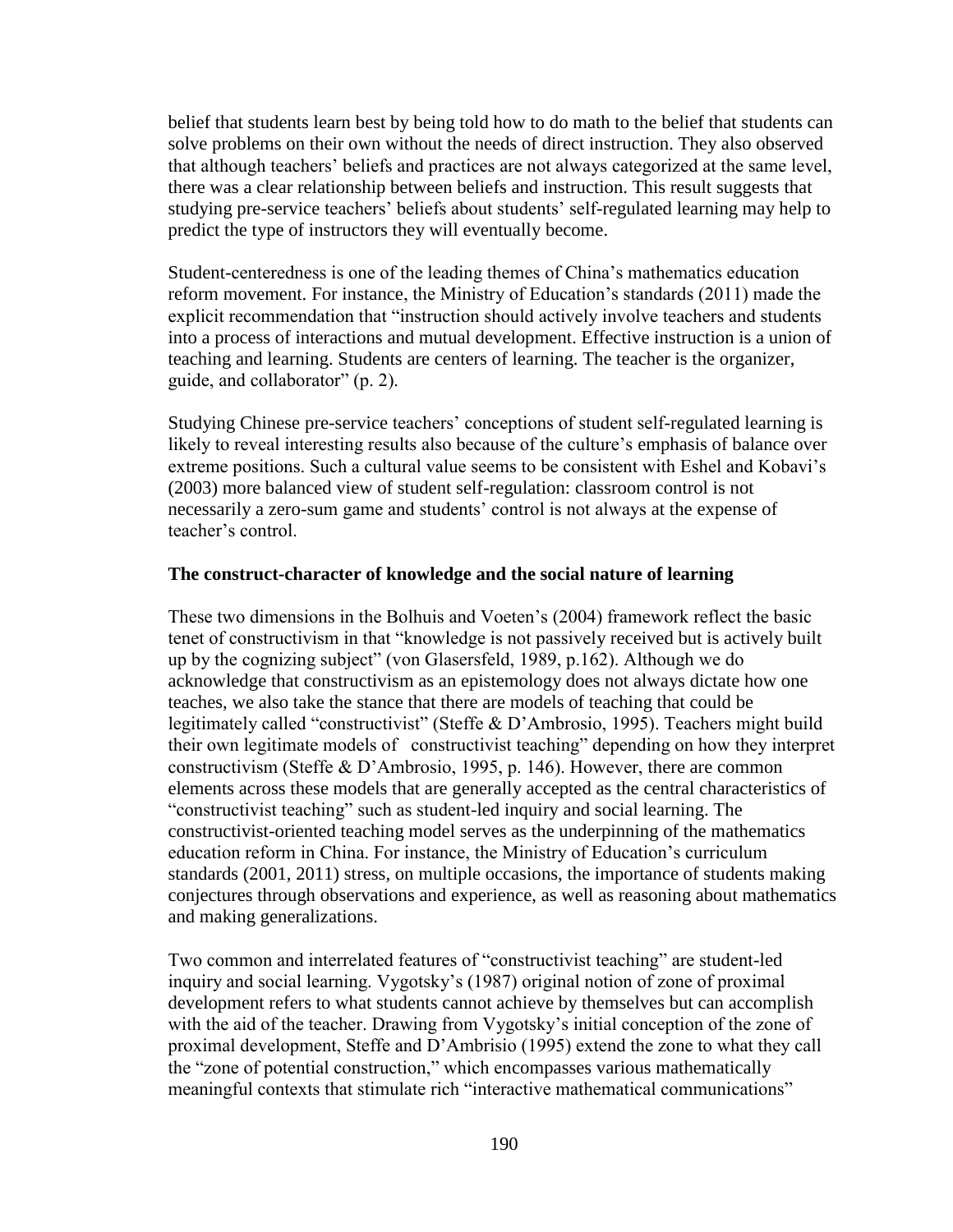belief that students learn best by being told how to do math to the belief that students can solve problems on their own without the needs of direct instruction. They also observed that although teachers' beliefs and practices are not always categorized at the same level, there was a clear relationship between beliefs and instruction. This result suggests that studying pre-service teachers' beliefs about students' self-regulated learning may help to predict the type of instructors they will eventually become.

Student-centeredness is one of the leading themes of China's mathematics education reform movement. For instance, the Ministry of Education's standards (2011) made the explicit recommendation that "instruction should actively involve teachers and students into a process of interactions and mutual development. Effective instruction is a union of teaching and learning. Students are centers of learning. The teacher is the organizer, guide, and collaborator" (p. 2).

Studying Chinese pre-service teachers' conceptions of student self-regulated learning is likely to reveal interesting results also because of the culture's emphasis of balance over extreme positions. Such a cultural value seems to be consistent with Eshel and Kobavi's (2003) more balanced view of student self-regulation: classroom control is not necessarily a zero-sum game and students' control is not always at the expense of teacher's control.

**The construct-character of knowledge and the social nature of learning**

These two dimensions in the Bolhuis and Voeten's (2004) framework reflect the basic tenet of constructivism in that "knowledge is not passively received but is actively built up by the cognizing subject" (von Glasersfeld, 1989, p.162). Although we do acknowledge that constructivism as an epistemology does not always dictate how one teaches, we also take the stance that there are models of teaching that could be legitimately called "constructivist" (Steffe & D'Ambrosio, 1995). Teachers might build their own legitimate models of  constructivist teaching" depending on how they interpret constructivism (Steffe & D'Ambrosio, 1995, p. 146). However, there are common elements across these models that are generally accepted as the central characteristics of "constructivist teaching" such as student-led inquiry and social learning. The constructivist-oriented teaching model serves as the underpinning of the mathematics education reform in China. For instance, the Ministry of Education's curriculum standards (2001, 2011) stress, on multiple occasions, the importance of students making conjectures through observations and experience, as well as reasoning about mathematics and making generalizations.

Two common and interrelated features of "constructivist teaching" are student-led inquiry and social learning. Vygotsky's (1987) original notion of zone of proximal development refers to what students cannot achieve by themselves but can accomplish with the aid of the teacher. Drawing from Vygotsky's initial conception of the zone of proximal development, Steffe and D'Ambrisio (1995) extend the zone to what they call the "zone of potential construction," which encompasses various mathematically meaningful contexts that stimulate rich "interactive mathematical communications"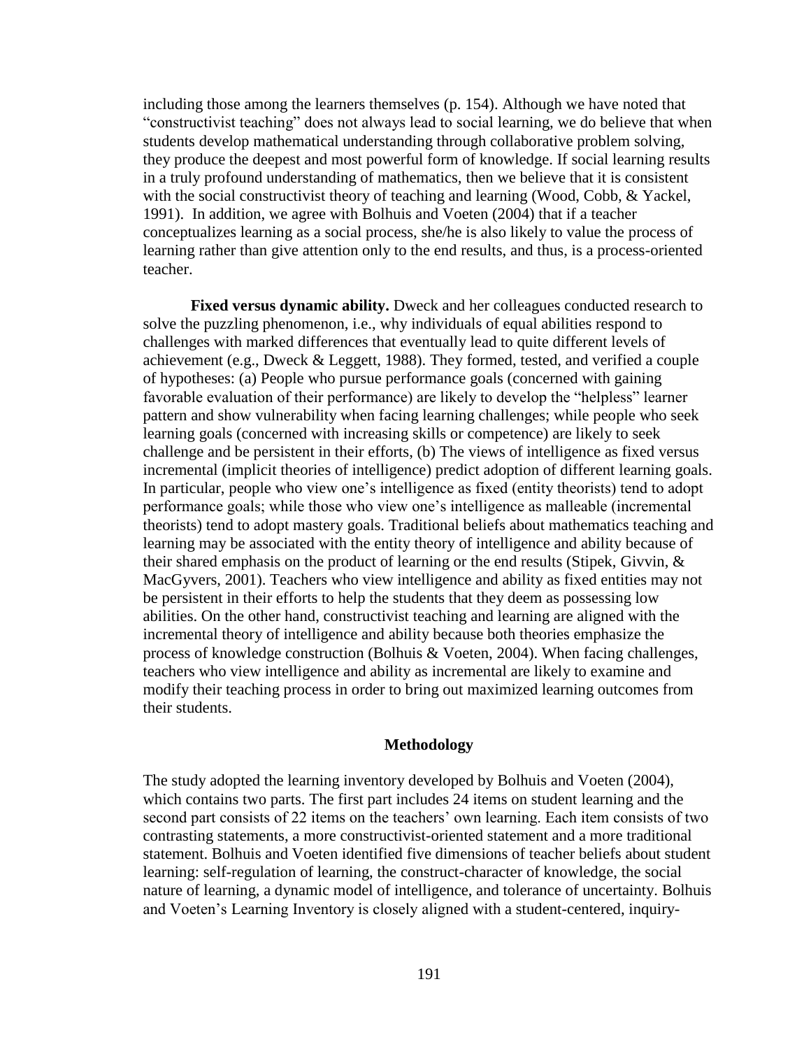including those among the learners themselves (p. 154). Although we have noted that "constructivist teaching" does not always lead to social learning, we do believe that when students develop mathematical understanding through collaborative problem solving, they produce the deepest and most powerful form of knowledge. If social learning results in a truly profound understanding of mathematics, then we believe that it is consistent with the social constructivist theory of teaching and learning (Wood, Cobb, & Yackel, 1991). In addition, we agree with Bolhuis and Voeten (2004) that if a teacher conceptualizes learning as a social process, she/he is also likely to value the process of learning rather than give attention only to the end results, and thus, is a process-oriented teacher.

**Fixed versus dynamic ability.** Dweck and her colleagues conducted research to solve the puzzling phenomenon, i.e., why individuals of equal abilities respond to challenges with marked differences that eventually lead to quite different levels of achievement (e.g., Dweck & Leggett, 1988). They formed, tested, and verified a couple of hypotheses: (a) People who pursue performance goals (concerned with gaining favorable evaluation of their performance) are likely to develop the "helpless" learner pattern and show vulnerability when facing learning challenges; while people who seek learning goals (concerned with increasing skills or competence) are likely to seek challenge and be persistent in their efforts, (b) The views of intelligence as fixed versus incremental (implicit theories of intelligence) predict adoption of different learning goals. In particular, people who view one's intelligence as fixed (entity theorists) tend to adopt performance goals; while those who view one's intelligence as malleable (incremental theorists) tend to adopt mastery goals. Traditional beliefs about mathematics teaching and learning may be associated with the entity theory of intelligence and ability because of their shared emphasis on the product of learning or the end results (Stipek, Givvin, & MacGyvers, 2001). Teachers who view intelligence and ability as fixed entities may not be persistent in their efforts to help the students that they deem as possessing low abilities. On the other hand, constructivist teaching and learning are aligned with the incremental theory of intelligence and ability because both theories emphasize the process of knowledge construction (Bolhuis & Voeten, 2004). When facing challenges, teachers who view intelligence and ability as incremental are likely to examine and modify their teaching process in order to bring out maximized learning outcomes from their students.

## Methodology

The study adopted the learning inventory developed by Bolhuis and Voeten (2004), which contains two parts. The first part includes 24 items on student learning and the second part consists of 22 items on the teachers' own learning. Each item consists of two contrasting statements, a more constructivist-oriented statement and a more traditional statement. Bolhuis and Voeten identified five dimensions of teacher beliefs about student learning: self-regulation of learning, the construct-character of knowledge, the social nature of learning, a dynamic model of intelligence, and tolerance of uncertainty. Bolhuis and Voeten's Learning Inventory is closely aligned with a student-centered, inquiry-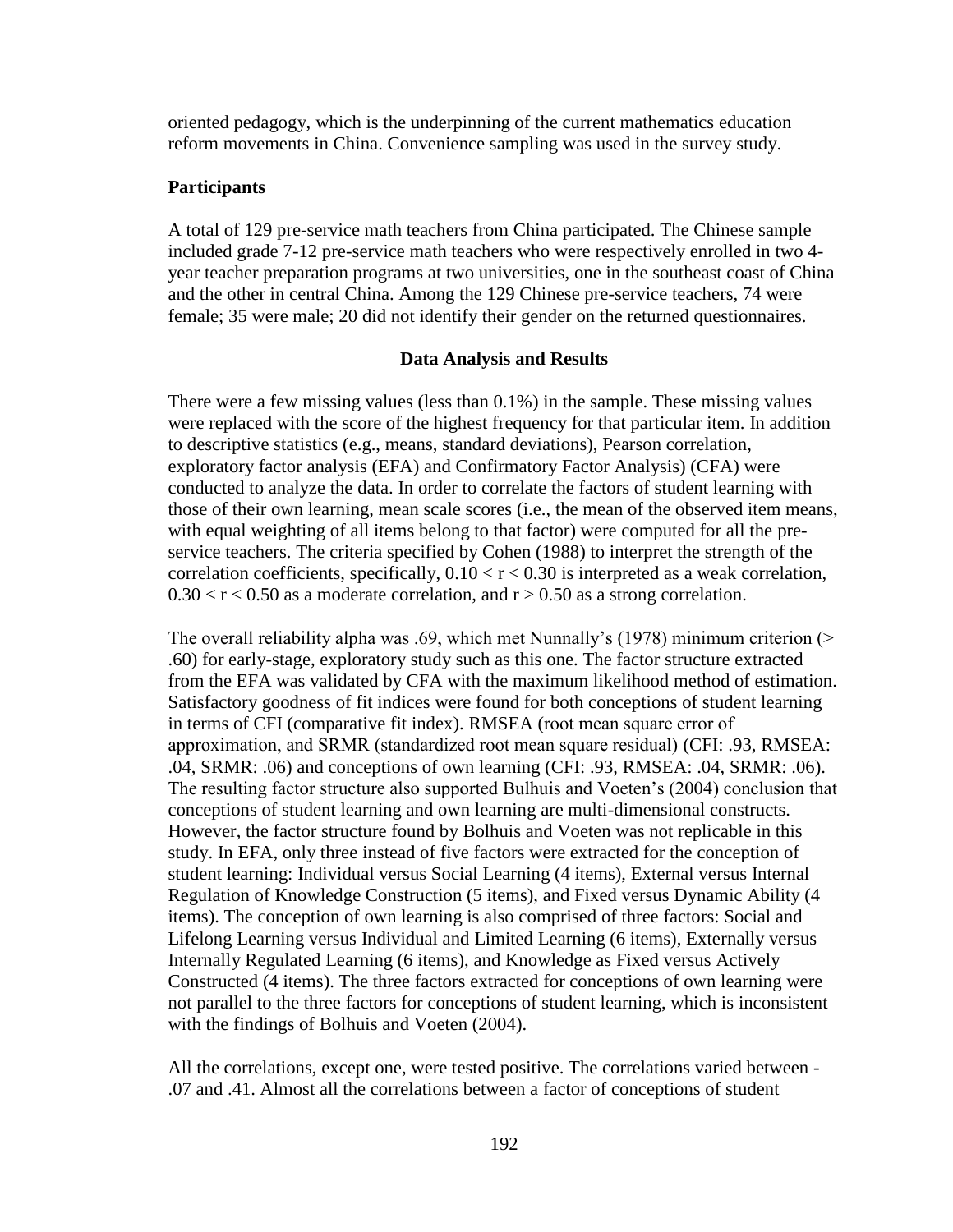oriented pedagogy, which is the underpinning of the current mathematics education reform movements in China. Convenience sampling was used in the survey study.

**Participants**

A total of 129 pre-service math teachers from China participated. The Chinese sample included grade 7-12 pre-service math teachers who were respectively enrolled in two 4-year teacher preparation programs at two universities, one in the southeast coast of China and the other in central China. Among the 129 Chinese pre-service teachers, 74 were female; 35 were male; 20 did not identify their gender on the returned questionnaires.

**Data Analysis and Results**

There were a few missing values (less than 0.1%) in the sample. These missing values were replaced with the score of the highest frequency for that particular item. In addition to descriptive statistics (e.g., means, standard deviations), Pearson correlation, exploratory factor analysis (EFA) and Confirmatory Factor Analysis) (CFA) were conducted to analyze the data. In order to correlate the factors of student learning with those of their own learning, mean scale scores (i.e., the mean of the observed item means, with equal weighting of all items belong to that factor) were computed for all the pre-service teachers. The criteria specified by Cohen (1988) to interpret the strength of the correlation coefficients, specifically, $0.10 < r < 0.30$ is interpreted as a weak correlation, $0.30 < r < 0.50$ as a moderate correlation, and $r > 0.50$ as a strong correlation.

The overall reliability alpha was .69, which met Nunnally's (1978) minimum criterion (> .60) for early-stage, exploratory study such as this one. The factor structure extracted from the EFA was validated by CFA with the maximum likelihood method of estimation. Satisfactory goodness of fit indices were found for both conceptions of student learning in terms of CFI (comparative fit index). RMSEA (root mean square error of approximation, and SRMR (standardized root mean square residual) (CFI: .93, RMSEA: .04, SRMR: .06) and conceptions of own learning (CFI: .93, RMSEA: .04, SRMR: .06). The resulting factor structure also supported Bulhuis and Voeten's (2004) conclusion that conceptions of student learning and own learning are multi-dimensional constructs. However, the factor structure found by Bolhuis and Voeten was not replicable in this study. In EFA, only three instead of five factors were extracted for the conception of student learning: Individual versus Social Learning (4 items), External versus Internal Regulation of Knowledge Construction (5 items), and Fixed versus Dynamic Ability (4 items). The conception of own learning is also comprised of three factors: Social and Lifelong Learning versus Individual and Limited Learning (6 items), Externally versus Internally Regulated Learning (6 items), and Knowledge as Fixed versus Actively Constructed (4 items). The three factors extracted for conceptions of own learning were not parallel to the three factors for conceptions of student learning, which is inconsistent with the findings of Bolhuis and Voeten (2004).

All the correlations, except one, were tested positive. The correlations varied between -.07 and .41. Almost all the correlations between a factor of conceptions of student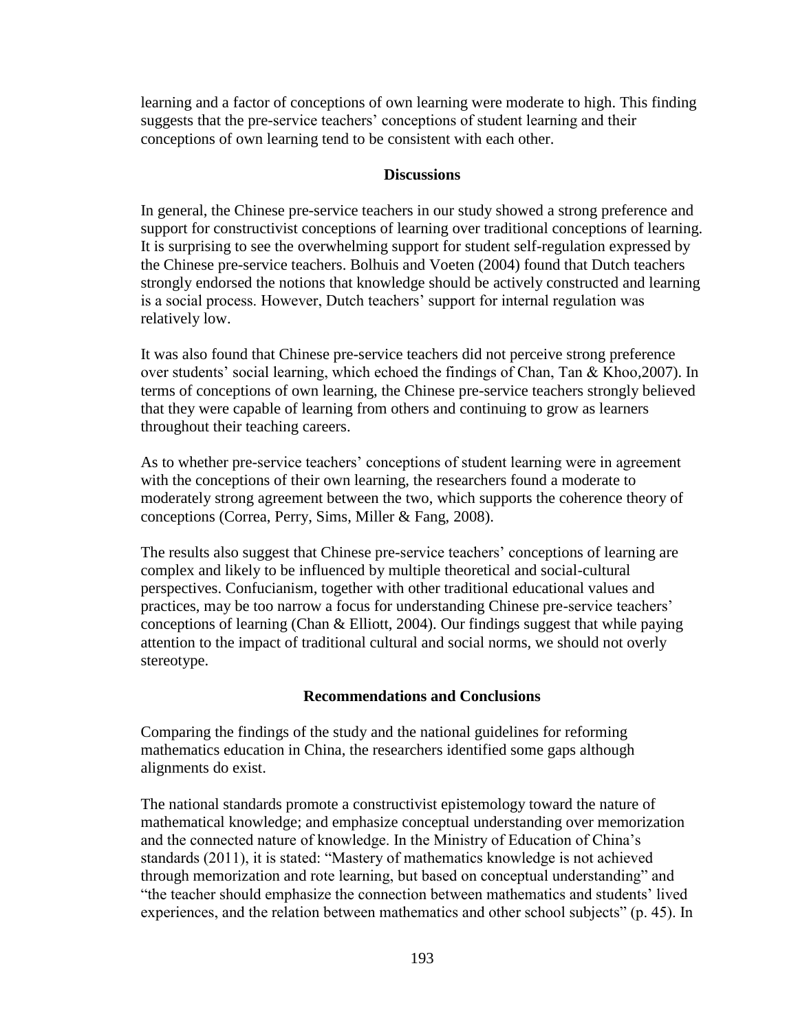learning and a factor of conceptions of own learning were moderate to high. This finding suggests that the pre-service teachers' conceptions of student learning and their conceptions of own learning tend to be consistent with each other.

## Discussions

In general, the Chinese pre-service teachers in our study showed a strong preference and support for constructivist conceptions of learning over traditional conceptions of learning. It is surprising to see the overwhelming support for student self-regulation expressed by the Chinese pre-service teachers. Bolhuis and Voeten (2004) found that Dutch teachers strongly endorsed the notions that knowledge should be actively constructed and learning is a social process. However, Dutch teachers' support for internal regulation was relatively low.

It was also found that Chinese pre-service teachers did not perceive strong preference over students' social learning, which echoed the findings of Chan, Tan & Khoo,2007). In terms of conceptions of own learning, the Chinese pre-service teachers strongly believed that they were capable of learning from others and continuing to grow as learners throughout their teaching careers.

As to whether pre-service teachers' conceptions of student learning were in agreement with the conceptions of their own learning, the researchers found a moderate to moderately strong agreement between the two, which supports the coherence theory of conceptions (Correa, Perry, Sims, Miller & Fang, 2008).

The results also suggest that Chinese pre-service teachers' conceptions of learning are complex and likely to be influenced by multiple theoretical and social-cultural perspectives. Confucianism, together with other traditional educational values and practices, may be too narrow a focus for understanding Chinese pre-service teachers' conceptions of learning (Chan & Elliott, 2004). Our findings suggest that while paying attention to the impact of traditional cultural and social norms, we should not overly stereotype.

## Recommendations and Conclusions

Comparing the findings of the study and the national guidelines for reforming mathematics education in China, the researchers identified some gaps although alignments do exist.

The national standards promote a constructivist epistemology toward the nature of mathematical knowledge; and emphasize conceptual understanding over memorization and the connected nature of knowledge. In the Ministry of Education of China's standards (2011), it is stated: "Mastery of mathematics knowledge is not achieved through memorization and rote learning, but based on conceptual understanding" and "the teacher should emphasize the connection between mathematics and students' lived experiences, and the relation between mathematics and other school subjects" (p. 45). In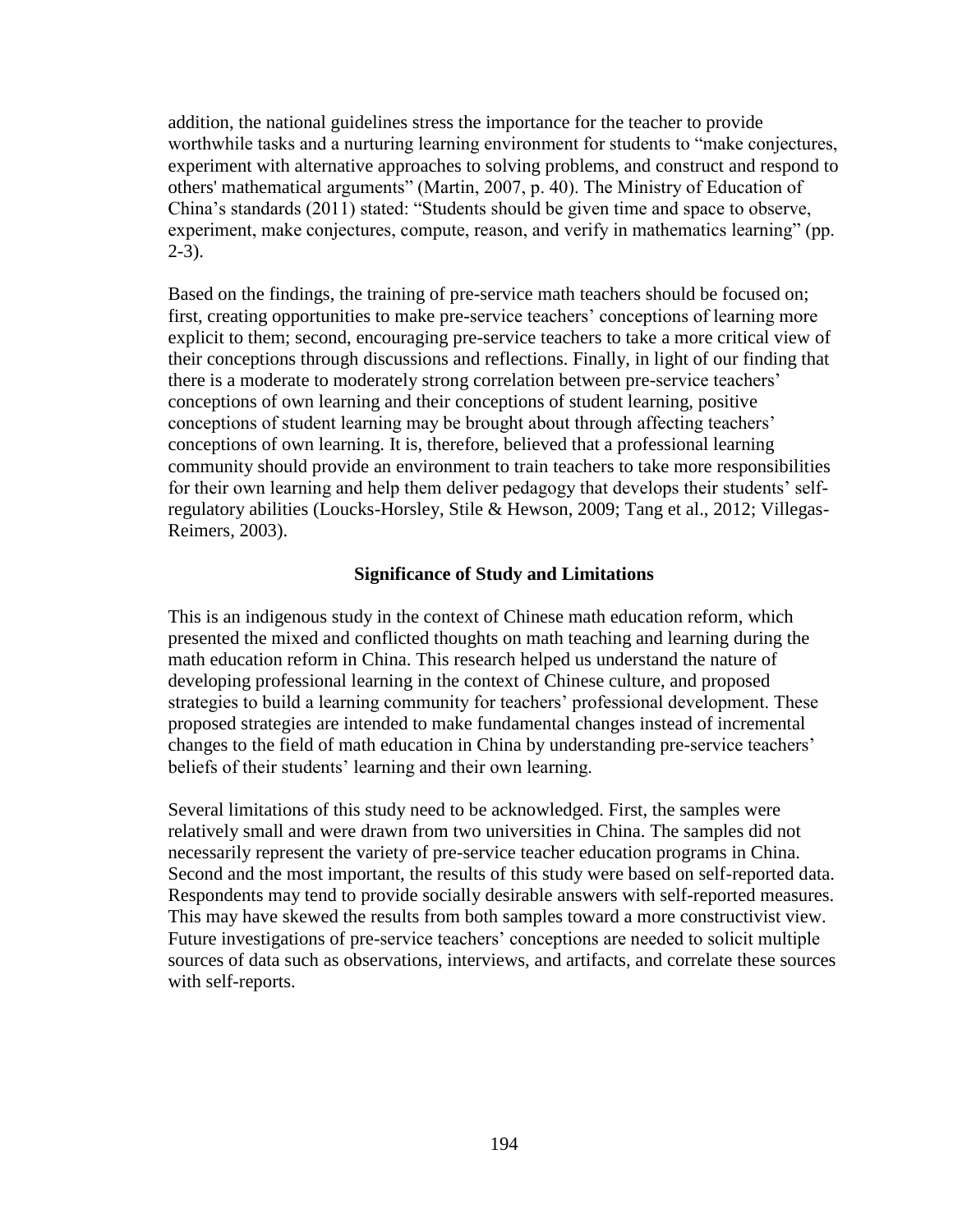addition, the national guidelines stress the importance for the teacher to provide worthwhile tasks and a nurturing learning environment for students to "make conjectures, experiment with alternative approaches to solving problems, and construct and respond to others' mathematical arguments" (Martin, 2007, p. 40). The Ministry of Education of China's standards (2011) stated: "Students should be given time and space to observe, experiment, make conjectures, compute, reason, and verify in mathematics learning" (pp. 2-3).

Based on the findings, the training of pre-service math teachers should be focused on; first, creating opportunities to make pre-service teachers' conceptions of learning more explicit to them; second, encouraging pre-service teachers to take a more critical view of their conceptions through discussions and reflections. Finally, in light of our finding that there is a moderate to moderately strong correlation between pre-service teachers' conceptions of own learning and their conceptions of student learning, positive conceptions of student learning may be brought about through affecting teachers' conceptions of own learning. It is, therefore, believed that a professional learning community should provide an environment to train teachers to take more responsibilities for their own learning and help them deliver pedagogy that develops their students' self-regulatory abilities (Loucks-Horsley, Stile & Hewson, 2009; Tang et al., 2012; Villegas-Reimers, 2003).

## Significance of Study and Limitations

This is an indigenous study in the context of Chinese math education reform, which presented the mixed and conflicted thoughts on math teaching and learning during the math education reform in China. This research helped us understand the nature of developing professional learning in the context of Chinese culture, and proposed strategies to build a learning community for teachers' professional development. These proposed strategies are intended to make fundamental changes instead of incremental changes to the field of math education in China by understanding pre-service teachers' beliefs of their students' learning and their own learning.

Several limitations of this study need to be acknowledged. First, the samples were relatively small and were drawn from two universities in China. The samples did not necessarily represent the variety of pre-service teacher education programs in China. Second and the most important, the results of this study were based on self-reported data. Respondents may tend to provide socially desirable answers with self-reported measures. This may have skewed the results from both samples toward a more constructivist view. Future investigations of pre-service teachers' conceptions are needed to solicit multiple sources of data such as observations, interviews, and artifacts, and correlate these sources with self-reports.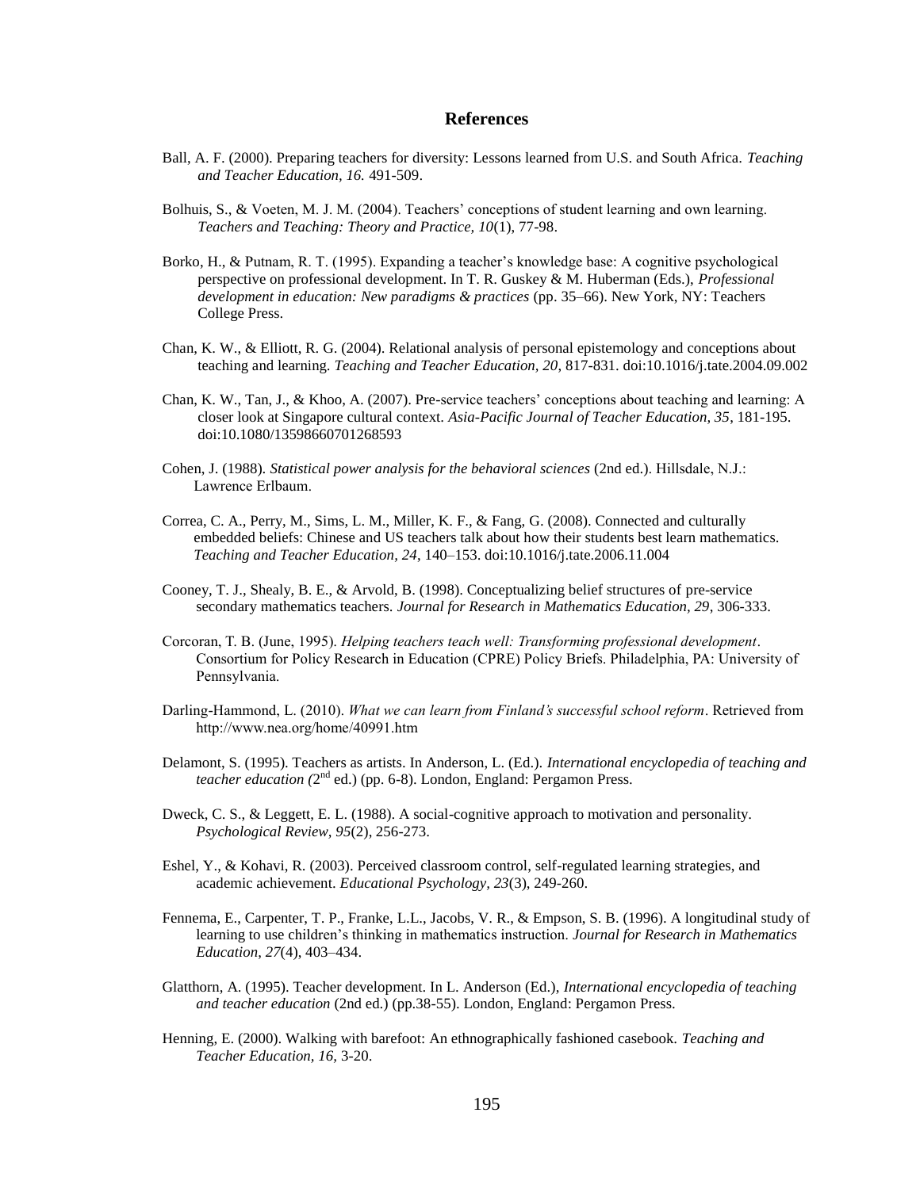# References

Ball, A. F. (2000). Preparing teachers for diversity: Lessons learned from U.S. and South Africa. *Teaching and Teacher Education, 16.* 491-509.

Bolhuis, S., & Voeten, M. J. M. (2004). Teachers' conceptions of student learning and own learning. *Teachers and Teaching: Theory and Practice, 10*(1), 77-98.

Borko, H., & Putnam, R. T. (1995). Expanding a teacher's knowledge base: A cognitive psychological perspective on professional development. In T. R. Guskey & M. Huberman (Eds.), *Professional development in education: New paradigms & practices* (pp. 35–66). New York, NY: Teachers College Press.

Chan, K. W., & Elliott, R. G. (2004). Relational analysis of personal epistemology and conceptions about teaching and learning. *Teaching and Teacher Education, 20*, 817-831. doi:10.1016/j.tate.2004.09.002

Chan, K. W., Tan, J., & Khoo, A. (2007). Pre-service teachers' conceptions about teaching and learning: A closer look at Singapore cultural context. *Asia-Pacific Journal of Teacher Education, 35*, 181-195. doi:10.1080/13598660701268593

Cohen, J. (1988). *Statistical power analysis for the behavioral sciences* (2nd ed.). Hillsdale, N.J.: Lawrence Erlbaum.

Correa, C. A., Perry, M., Sims, L. M., Miller, K. F., & Fang, G. (2008). Connected and culturally embedded beliefs: Chinese and US teachers talk about how their students best learn mathematics. *Teaching and Teacher Education, 24*, 140–153. doi:10.1016/j.tate.2006.11.004

Cooney, T. J., Shealy, B. E., & Arvold, B. (1998). Conceptualizing belief structures of pre-service secondary mathematics teachers. *Journal for Research in Mathematics Education, 29*, 306-333.

Corcoran, T. B. (June, 1995). *Helping teachers teach well: Transforming professional development*. Consortium for Policy Research in Education (CPRE) Policy Briefs. Philadelphia, PA: University of Pennsylvania.

Darling-Hammond, L. (2010). *What we can learn from Finland's successful school reform*. Retrieved from http://www.nea.org/home/40991.htm

Delamont, S. (1995). Teachers as artists. In Anderson, L. (Ed.). *International encyclopedia of teaching and teacher education (*2nd ed.) (pp. 6-8). London, England: Pergamon Press.

Dweck, C. S., & Leggett, E. L. (1988). A social-cognitive approach to motivation and personality. *Psychological Review*, *95*(2), 256-273.

Eshel, Y., & Kohavi, R. (2003). Perceived classroom control, self-regulated learning strategies, and academic achievement. *Educational Psychology, 23*(3), 249-260.

Fennema, E., Carpenter, T. P., Franke, L.L., Jacobs, V. R., & Empson, S. B. (1996). A longitudinal study of learning to use children's thinking in mathematics instruction. *Journal for Research in Mathematics Education*, *27*(4), 403–434.

Glatthorn, A. (1995). Teacher development. In L. Anderson (Ed.), *International encyclopedia of teaching and teacher education* (2nd ed.) (pp.38-55). London, England: Pergamon Press.

Henning, E. (2000). Walking with barefoot: An ethnographically fashioned casebook. *Teaching and Teacher Education, 16*, 3-20.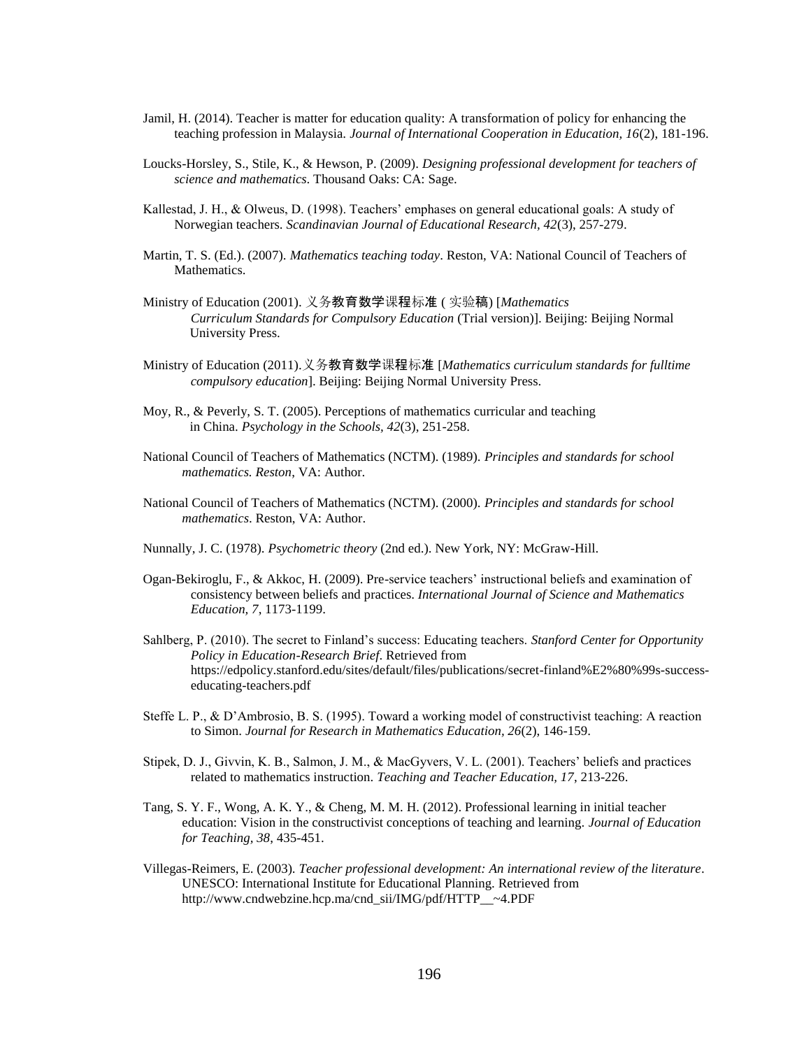Jamil, H. (2014). Teacher is matter for education quality: A transformation of policy for enhancing the teaching profession in Malaysia. *Journal of International Cooperation in Education, 16*(2), 181-196.

Loucks-Horsley, S., Stile, K., & Hewson, P. (2009). *Designing professional development for teachers of science and mathematics*. Thousand Oaks: CA: Sage.

Kallestad, J. H., & Olweus, D. (1998). Teachers' emphases on general educational goals: A study of Norwegian teachers. *Scandinavian Journal of Educational Research, 42*(3), 257-279.

Martin, T. S. (Ed.). (2007). *Mathematics teaching today*. Reston, VA: National Council of Teachers of Mathematics.

Ministry of Education (2001). 义务教育数学课程标准 ( 实验稿) [*Mathematics Curriculum Standards for Compulsory Education* (Trial version)]. Beijing: Beijing Normal University Press.

Ministry of Education (2011).义务教育数学课程标准 [*Mathematics curriculum standards for fulltime compulsory education*]. Beijing: Beijing Normal University Press.

Moy, R., & Peverly, S. T. (2005). Perceptions of mathematics curricular and teaching in China. *Psychology in the Schools, 42*(3), 251-258.

National Council of Teachers of Mathematics (NCTM). (1989). *Principles and standards for school mathematics. Reston*, VA: Author.

National Council of Teachers of Mathematics (NCTM). (2000). *Principles and standards for school mathematics*. Reston, VA: Author.

Nunnally, J. C. (1978). *Psychometric theory* (2nd ed.). New York, NY: McGraw-Hill.

Ogan-Bekiroglu, F., & Akkoc, H. (2009). Pre-service teachers' instructional beliefs and examination of consistency between beliefs and practices. *International Journal of Science and Mathematics Education, 7*, 1173-1199.

Sahlberg, P. (2010). The secret to Finland's success: Educating teachers. *Stanford Center for Opportunity Policy in Education-Research Brief*. Retrieved from https://edpolicy.stanford.edu/sites/default/files/publications/secret-finland%E2%80%99s-success-educating-teachers.pdf

Steffe L. P., & D'Ambrosio, B. S. (1995). Toward a working model of constructivist teaching: A reaction to Simon. *Journal for Research in Mathematics Education, 26*(2), 146-159.

Stipek, D. J., Givvin, K. B., Salmon, J. M., & MacGyvers, V. L. (2001). Teachers' beliefs and practices related to mathematics instruction. *Teaching and Teacher Education, 17*, 213-226.

Tang, S. Y. F., Wong, A. K. Y., & Cheng, M. M. H. (2012). Professional learning in initial teacher education: Vision in the constructivist conceptions of teaching and learning. *Journal of Education for Teaching, 38*, 435-451.

Villegas-Reimers, E. (2003). *Teacher professional development: An international review of the literature*. UNESCO: International Institute for Educational Planning. Retrieved from http://www.cndwebzine.hcp.ma/cnd_sii/IMG/pdf/HTTP__~4.PDF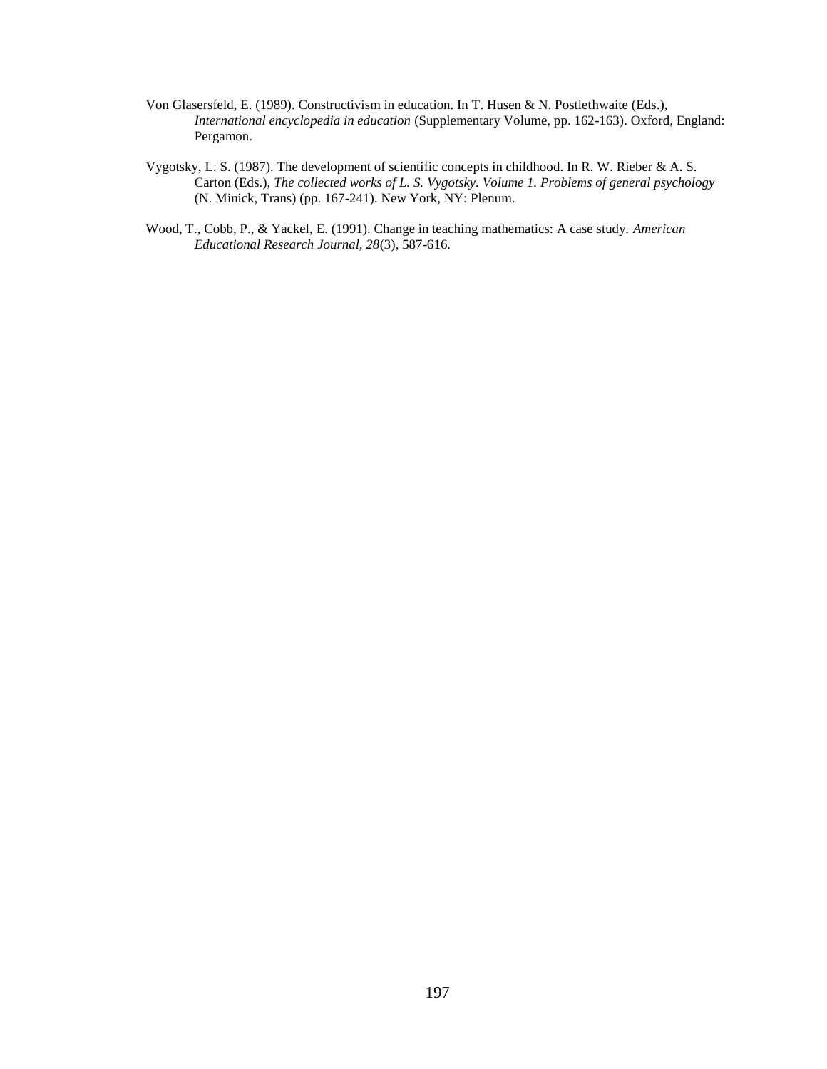Von Glasersfeld, E. (1989). Constructivism in education. In T. Husen & N. Postlethwaite (Eds.), *International encyclopedia in education* (Supplementary Volume, pp. 162-163). Oxford, England: Pergamon.

Vygotsky, L. S. (1987). The development of scientific concepts in childhood. In R. W. Rieber & A. S. Carton (Eds.), *The collected works of L. S. Vygotsky. Volume 1. Problems of general psychology* (N. Minick, Trans) (pp. 167-241). New York, NY: Plenum.

Wood, T., Cobb, P., & Yackel, E. (1991). Change in teaching mathematics: A case study. *American Educational Research Journal, 28*(3), 587-616.